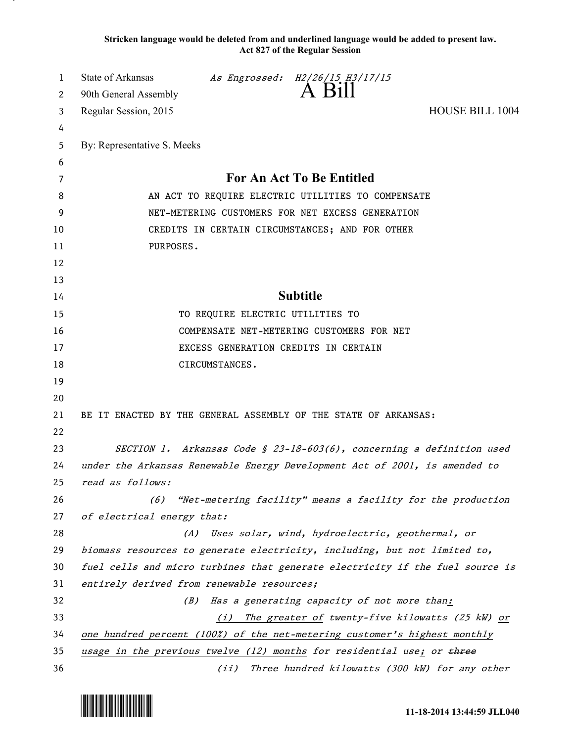**Stricken language would be deleted from and underlined language would be added to present law.**
**Act 827 of the Regular Session**

State of Arkansas *As Engrossed: H2/26/15 H3/17/15*
90th General Assembly
Regular Session, 2015

# A Bill

HOUSE BILL 1004

By: Representative S. Meeks

## For An Act To Be Entitled

AN ACT TO REQUIRE ELECTRIC UTILITIES TO COMPENSATE NET-METERING CUSTOMERS FOR NET EXCESS GENERATION CREDITS IN CERTAIN CIRCUMSTANCES; AND FOR OTHER PURPOSES.

## Subtitle

TO REQUIRE ELECTRIC UTILITIES TO COMPENSATE NET-METERING CUSTOMERS FOR NET EXCESS GENERATION CREDITS IN CERTAIN CIRCUMSTANCES.

BE IT ENACTED BY THE GENERAL ASSEMBLY OF THE STATE OF ARKANSAS:

*SECTION 1. Arkansas Code § 23-18-603(6), concerning a definition used under the Arkansas Renewable Energy Development Act of 2001, is amended to read as follows:*

*(6) "Net-metering facility" means a facility for the production of electrical energy that:*

*(A) Uses solar, wind, hydroelectric, geothermal, or biomass resources to generate electricity, including, but not limited to, fuel cells and micro turbines that generate electricity if the fuel source is entirely derived from renewable resources;*

*(B) Has a generating capacity of not more than<u>:</u>*

*<u>(i) The greater of</u> twenty-five kilowatts (25 kW) <u>or one hundred percent (100%) of the net-metering customer's highest monthly usage in the previous twelve (12) months</u> for residential use<u>;</u> or ~~three~~*

*<u>(ii) Three</u> hundred kilowatts (300 kW) for any other*

11-18-2014 13:44:59 JLL040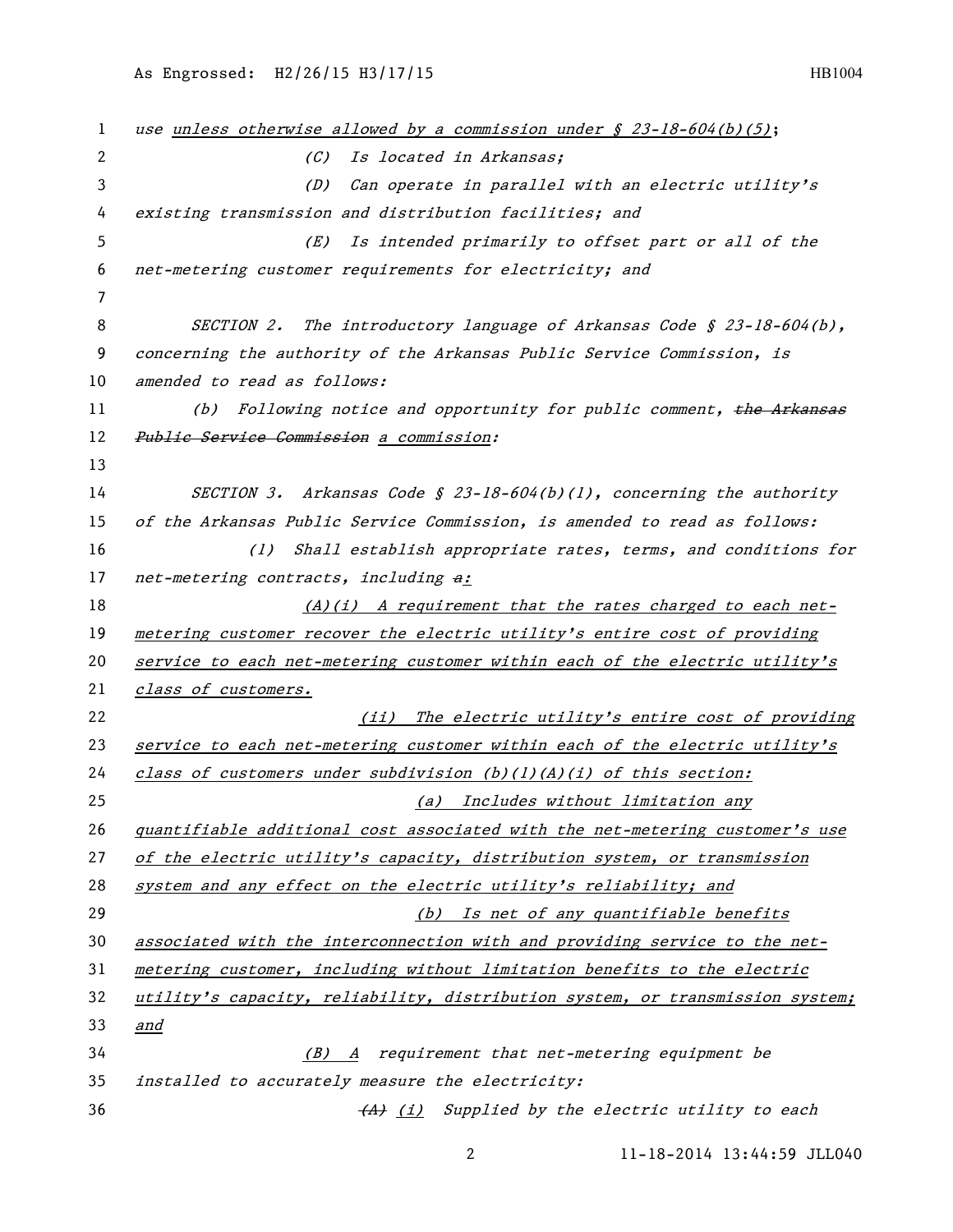use unless otherwise allowed by a commission under § 23-18-604(b)(5);

(C) Is located in Arkansas;

(D) Can operate in parallel with an electric utility's existing transmission and distribution facilities; and

(E) Is intended primarily to offset part or all of the net-metering customer requirements for electricity; and

SECTION 2. The introductory language of Arkansas Code § 23-18-604(b), concerning the authority of the Arkansas Public Service Commission, is amended to read as follows:

(b) Following notice and opportunity for public comment, ~~the Arkansas Public Service Commission~~ a commission:

SECTION 3. Arkansas Code § 23-18-604(b)(1), concerning the authority of the Arkansas Public Service Commission, is amended to read as follows:

(1) Shall establish appropriate rates, terms, and conditions for net-metering contracts, including ~~a~~:

(A)(i) A requirement that the rates charged to each net-metering customer recover the electric utility's entire cost of providing service to each net-metering customer within each of the electric utility's class of customers.

(ii) The electric utility's entire cost of providing service to each net-metering customer within each of the electric utility's class of customers under subdivision (b)(1)(A)(i) of this section:

(a) Includes without limitation any quantifiable additional cost associated with the net-metering customer's use of the electric utility's capacity, distribution system, or transmission system and any effect on the electric utility's reliability; and

(b) Is net of any quantifiable benefits associated with the interconnection with and providing service to the net-metering customer, including without limitation benefits to the electric utility's capacity, reliability, distribution system, or transmission system; and

(B) A requirement that net-metering equipment be installed to accurately measure the electricity:

~~(A)~~ (i) Supplied by the electric utility to each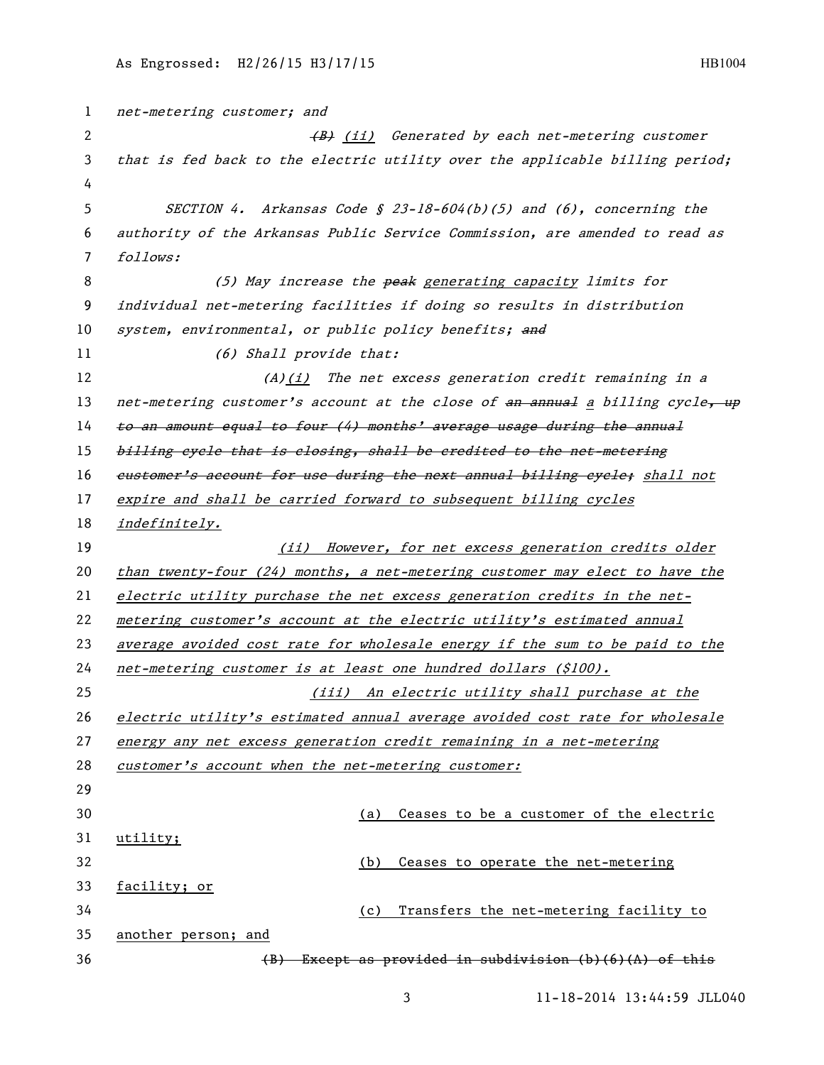net-metering customer; and

~~(B)~~ (ii) Generated by each net-metering customer that is fed back to the electric utility over the applicable billing period;

SECTION 4. Arkansas Code § 23-18-604(b)(5) and (6), concerning the authority of the Arkansas Public Service Commission, are amended to read as follows:

(5) May increase the ~~peak~~ generating capacity limits for individual net-metering facilities if doing so results in distribution system, environmental, or public policy benefits; ~~and~~

(6) Shall provide that:

(A)(i) The net excess generation credit remaining in a net-metering customer's account at the close of ~~an annual~~ a billing cycle~~, up to an amount equal to four (4) months' average usage during the annual billing cycle that is closing, shall be credited to the net-metering customer's account for use during the next annual billing cycle;~~ shall not expire and shall be carried forward to subsequent billing cycles indefinitely.

(ii) However, for net excess generation credits older than twenty-four (24) months, a net-metering customer may elect to have the electric utility purchase the net excess generation credits in the net-metering customer's account at the electric utility's estimated annual average avoided cost rate for wholesale energy if the sum to be paid to the net-metering customer is at least one hundred dollars ($100).

(iii) An electric utility shall purchase at the electric utility's estimated annual average avoided cost rate for wholesale energy any net excess generation credit remaining in a net-metering customer's account when the net-metering customer:

(a) Ceases to be a customer of the electric utility;

(b) Ceases to operate the net-metering facility; or

(c) Transfers the net-metering facility to another person; and

~~(B) Except as provided in subdivision (b)(6)(A) of this~~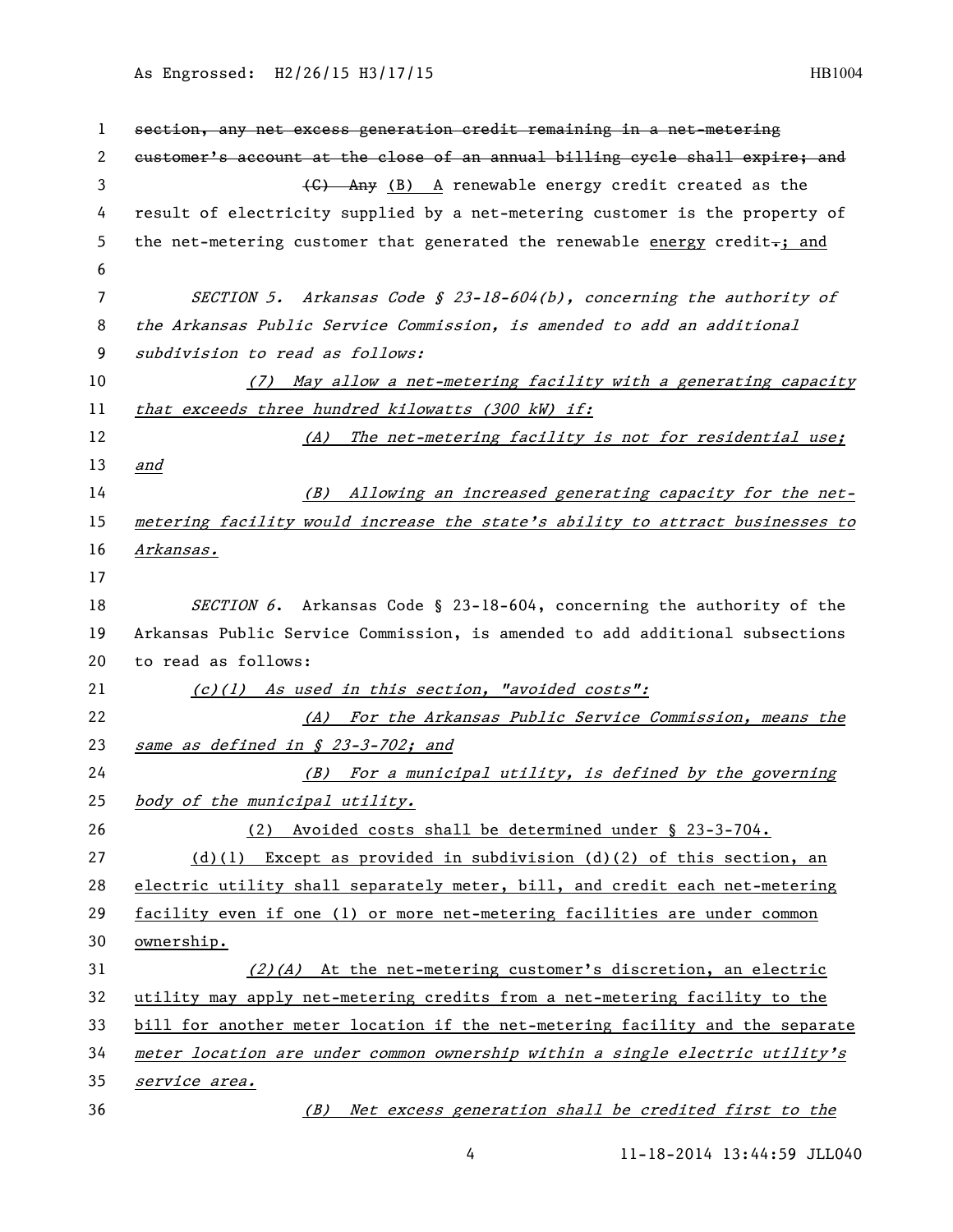~~section, any net excess generation credit remaining in a net-metering customer's account at the close of an annual billing cycle shall expire; and~~

~~(C) Any~~ (B) A renewable energy credit created as the result of electricity supplied by a net-metering customer is the property of the net-metering customer that generated the renewable energy credit~~.~~; and

*SECTION 5. Arkansas Code § 23-18-604(b), concerning the authority of the Arkansas Public Service Commission, is amended to add an additional subdivision to read as follows:*

*(7) May allow a net-metering facility with a generating capacity that exceeds three hundred kilowatts (300 kW) if:*

*(A) The net-metering facility is not for residential use; and*

*(B) Allowing an increased generating capacity for the net-metering facility would increase the state's ability to attract businesses to Arkansas.*

*SECTION 6*. Arkansas Code § 23-18-604, concerning the authority of the Arkansas Public Service Commission, is amended to add additional subsections to read as follows:

*(c)(1) As used in this section, "avoided costs":*

*(A) For the Arkansas Public Service Commission, means the same as defined in § 23-3-702; and*

*(B) For a municipal utility, is defined by the governing body of the municipal utility.*

(2) Avoided costs shall be determined under § 23-3-704.

(d)(1) Except as provided in subdivision (d)(2) of this section, an electric utility shall separately meter, bill, and credit each net-metering facility even if one (1) or more net-metering facilities are under common ownership.

*(2)(A)* At the net-metering customer's discretion, an electric utility may apply net-metering credits from a net-metering facility to the bill for another meter location if the net-metering facility and the separate *meter location are under common ownership within a single electric utility's service area.*

*(B) Net excess generation shall be credited first to the*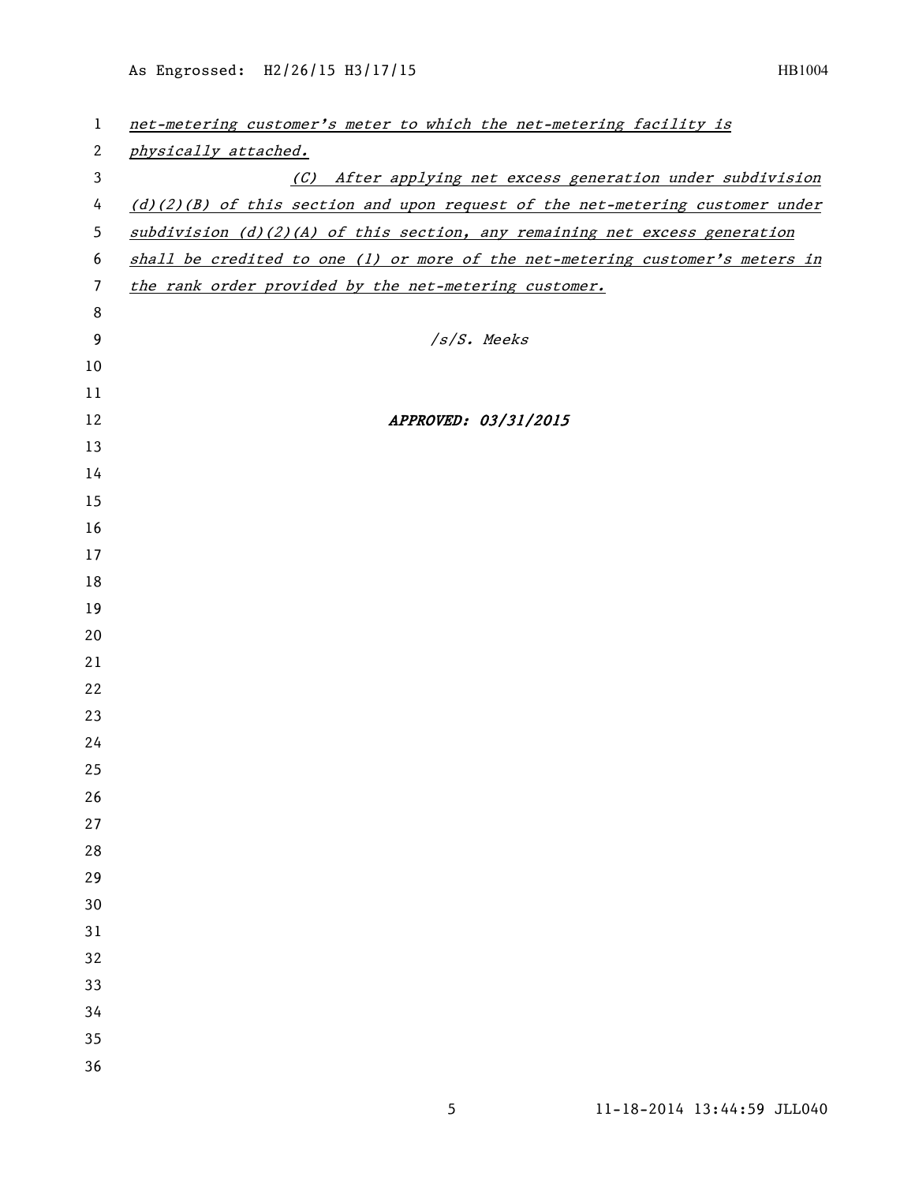*net-metering customer's meter to which the net-metering facility is physically attached.*

*(C) After applying net excess generation under subdivision (d)(2)(B) of this section and upon request of the net-metering customer under subdivision (d)(2)(A) of this section, any remaining net excess generation shall be credited to one (1) or more of the net-metering customer's meters in the rank order provided by the net-metering customer.*

*/s/S. Meeks*

***APPROVED: 03/31/2015***